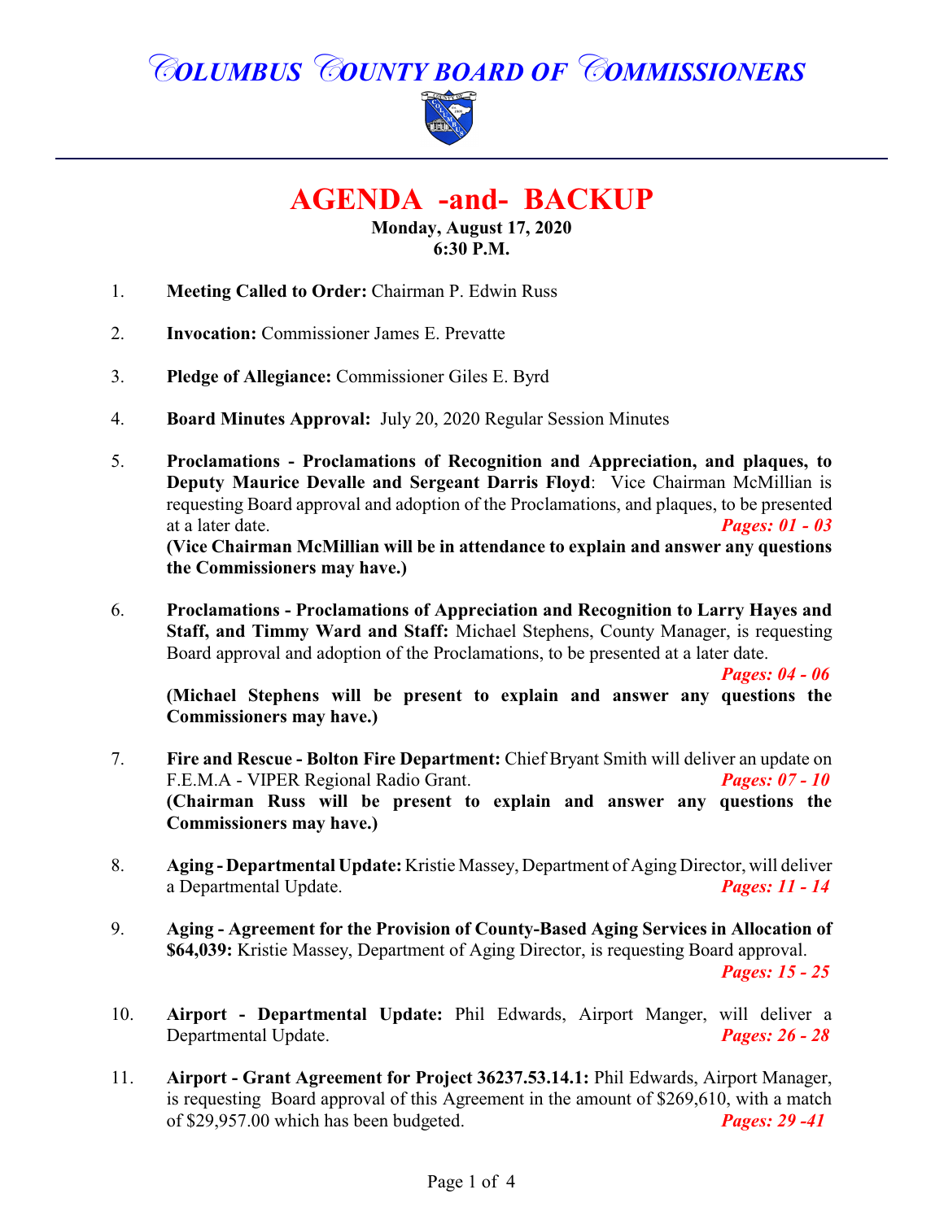# COLUMBUS COUNTY BOARD OF COMMISSIONERS

## AGENDA -and- BACKUP

**Monday, August 17, 2020**
**6:30 P.M.**

1. **Meeting Called to Order:** Chairman P. Edwin Russ

2. **Invocation:** Commissioner James E. Prevatte

3. **Pledge of Allegiance:** Commissioner Giles E. Byrd

4. **Board Minutes Approval:** July 20, 2020 Regular Session Minutes

5. **Proclamations - Proclamations of Recognition and Appreciation, and plaques, to Deputy Maurice Devalle and Sergeant Darris Floyd**: Vice Chairman McMillian is requesting Board approval and adoption of the Proclamations, and plaques, to be presented at a later date. ***Pages: 01 - 03***
   **(Vice Chairman McMillian will be in attendance to explain and answer any questions the Commissioners may have.)**

6. **Proclamations - Proclamations of Appreciation and Recognition to Larry Hayes and Staff, and Timmy Ward and Staff:** Michael Stephens, County Manager, is requesting Board approval and adoption of the Proclamations, to be presented at a later date. ***Pages: 04 - 06***
   **(Michael Stephens will be present to explain and answer any questions the Commissioners may have.)**

7. **Fire and Rescue - Bolton Fire Department:** Chief Bryant Smith will deliver an update on F.E.M.A - VIPER Regional Radio Grant. ***Pages: 07 - 10***
   **(Chairman Russ will be present to explain and answer any questions the Commissioners may have.)**

8. **Aging - Departmental Update:** Kristie Massey, Department of Aging Director, will deliver a Departmental Update. ***Pages: 11 - 14***

9. **Aging - Agreement for the Provision of County-Based Aging Services in Allocation of $64,039:** Kristie Massey, Department of Aging Director, is requesting Board approval. ***Pages: 15 - 25***

10. **Airport - Departmental Update:** Phil Edwards, Airport Manger, will deliver a Departmental Update. ***Pages: 26 - 28***

11. **Airport - Grant Agreement for Project 36237.53.14.1:** Phil Edwards, Airport Manager, is requesting Board approval of this Agreement in the amount of $269,610, with a match of $29,957.00 which has been budgeted. ***Pages: 29 -41***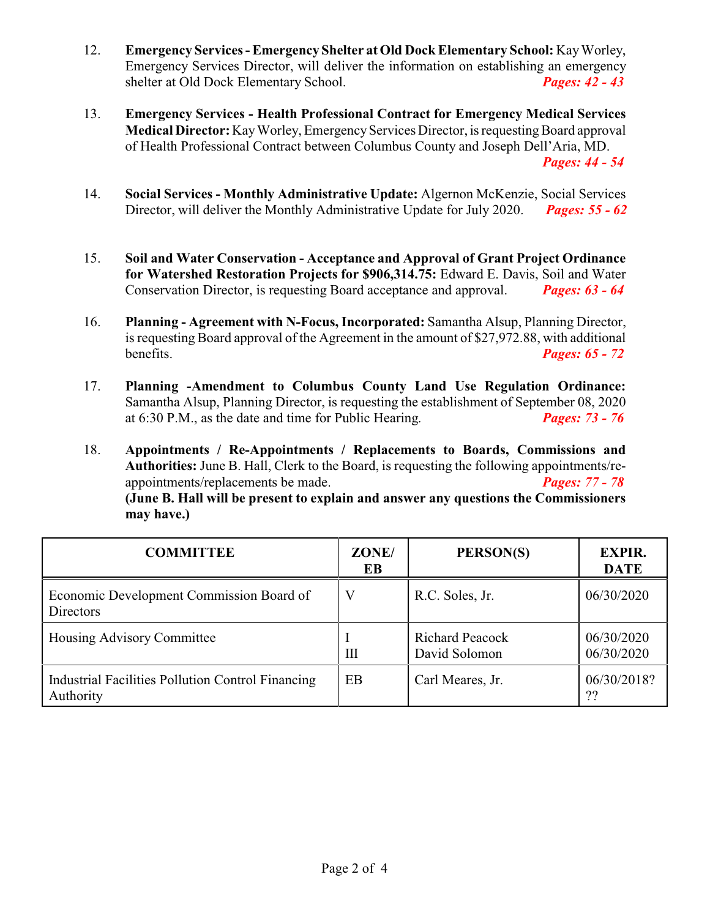12. **Emergency Services - Emergency Shelter at Old Dock Elementary School:** Kay Worley, Emergency Services Director, will deliver the information on establishing an emergency shelter at Old Dock Elementary School. ***Pages: 42 - 43***

13. **Emergency Services - Health Professional Contract for Emergency Medical Services Medical Director:** Kay Worley, Emergency Services Director, is requesting Board approval of Health Professional Contract between Columbus County and Joseph Dell'Aria, MD. ***Pages: 44 - 54***

14. **Social Services - Monthly Administrative Update:** Algernon McKenzie, Social Services Director, will deliver the Monthly Administrative Update for July 2020. ***Pages: 55 - 62***

15. **Soil and Water Conservation - Acceptance and Approval of Grant Project Ordinance for Watershed Restoration Projects for $906,314.75:** Edward E. Davis, Soil and Water Conservation Director, is requesting Board acceptance and approval. ***Pages: 63 - 64***

16. **Planning - Agreement with N-Focus, Incorporated:** Samantha Alsup, Planning Director, is requesting Board approval of the Agreement in the amount of $27,972.88, with additional benefits. ***Pages: 65 - 72***

17. **Planning -Amendment to Columbus County Land Use Regulation Ordinance:** Samantha Alsup, Planning Director, is requesting the establishment of September 08, 2020 at 6:30 P.M., as the date and time for Public Hearing. ***Pages: 73 - 76***

18. **Appointments / Re-Appointments / Replacements to Boards, Commissions and Authorities:** June B. Hall, Clerk to the Board, is requesting the following appointments/re-appointments/replacements be made. ***Pages: 77 - 78***
**(June B. Hall will be present to explain and answer any questions the Commissioners may have.)**

| COMMITTEE | ZONE/ EB | PERSON(S) | EXPIR. DATE |
|---|---|---|---|
| Economic Development Commission Board of Directors | V | R.C. Soles, Jr. | 06/30/2020 |
| Housing Advisory Committee | I<br>III | Richard Peacock<br>David Solomon | 06/30/2020<br>06/30/2020 |
| Industrial Facilities Pollution Control Financing Authority | EB | Carl Meares, Jr. | 06/30/2018???|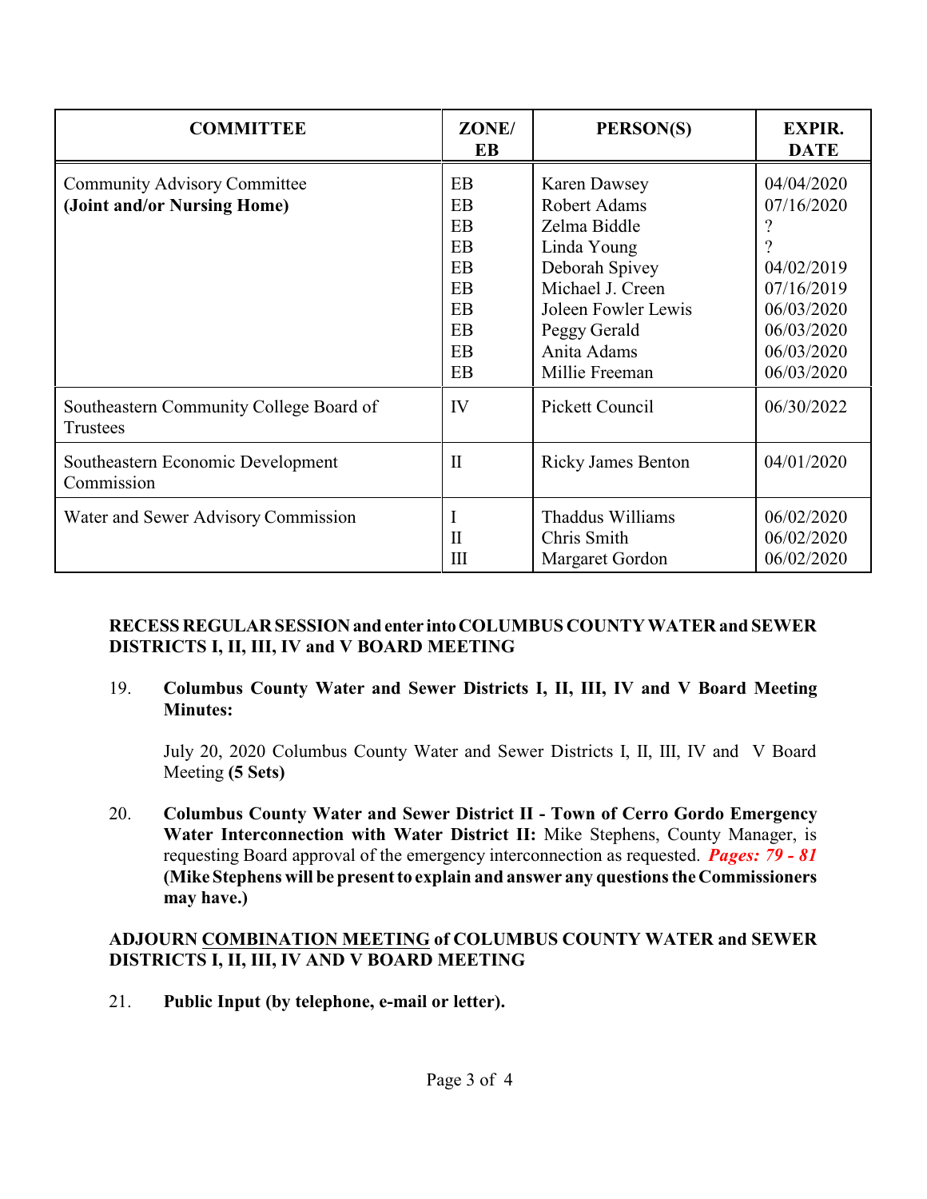| COMMITTEE | ZONE/ EB | PERSON(S) | EXPIR. DATE |
|---|---|---|---|
| Community Advisory Committee **(Joint and/or Nursing Home)** | EB<br>EB<br>EB<br>EB<br>EB<br>EB<br>EB<br>EB<br>EB<br>EB | Karen Dawsey<br>Robert Adams<br>Zelma Biddle<br>Linda Young<br>Deborah Spivey<br>Michael J. Creen<br>Joleen Fowler Lewis<br>Peggy Gerald<br>Anita Adams<br>Millie Freeman | 04/04/2020<br>07/16/2020<br>?<br>?<br>04/02/2019<br>07/16/2019<br>06/03/2020<br>06/03/2020<br>06/03/2020<br>06/03/2020 |
| Southeastern Community College Board of Trustees | IV | Pickett Council | 06/30/2022 |
| Southeastern Economic Development Commission | II | Ricky James Benton | 04/01/2020 |
| Water and Sewer Advisory Commission | I<br>II<br>III | Thaddus Williams<br>Chris Smith<br>Margaret Gordon | 06/02/2020<br>06/02/2020<br>06/02/2020 |

**RECESS REGULAR SESSION and enter into COLUMBUS COUNTY WATER and SEWER DISTRICTS I, II, III, IV and V BOARD MEETING**

19. **Columbus County Water and Sewer Districts I, II, III, IV and V Board Meeting Minutes:**

    July 20, 2020 Columbus County Water and Sewer Districts I, II, III, IV and V Board Meeting **(5 Sets)**

20. **Columbus County Water and Sewer District II - Town of Cerro Gordo Emergency Water Interconnection with Water District II:** Mike Stephens, County Manager, is requesting Board approval of the emergency interconnection as requested. ***Pages: 79 - 81*** **(Mike Stephens will be present to explain and answer any questions the Commissioners may have.)**

**ADJOURN <u>COMBINATION MEETING</u> of COLUMBUS COUNTY WATER and SEWER DISTRICTS I, II, III, IV AND V BOARD MEETING**

21. **Public Input (by telephone, e-mail or letter).**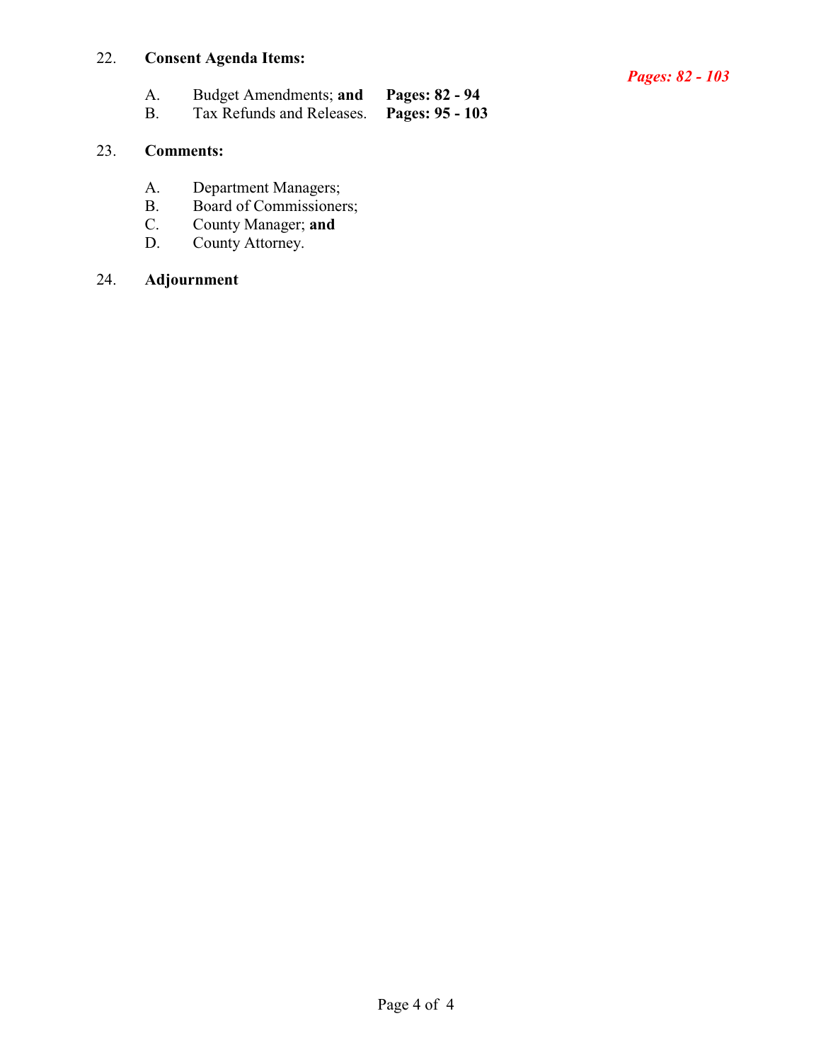22. **Consent Agenda Items:**

*Pages: 82 - 103*

   A. Budget Amendments; **and** **Pages: 82 - 94**
   B. Tax Refunds and Releases. **Pages: 95 - 103**

23. **Comments:**

   A. Department Managers;
   B. Board of Commissioners;
   C. County Manager; **and**
   D. County Attorney.

24. **Adjournment**